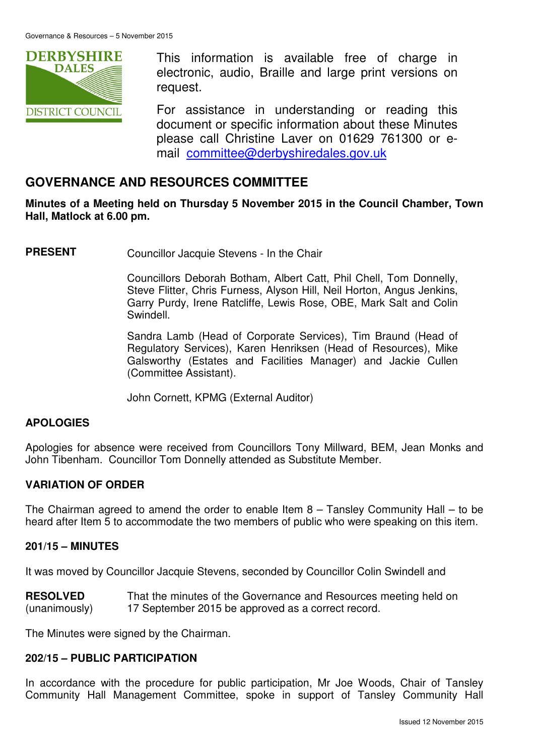This information is available free of charge in electronic, audio, Braille and large print versions on request.

For assistance in understanding or reading this document or specific information about these Minutes please call Christine Laver on 01629 761300 or e-mail committee@derbyshiredales.gov.uk

## GOVERNANCE AND RESOURCES COMMITTEE

**Minutes of a Meeting held on Thursday 5 November 2015 in the Council Chamber, Town Hall, Matlock at 6.00 pm.**

**PRESENT** Councillor Jacquie Stevens - In the Chair

Councillors Deborah Botham, Albert Catt, Phil Chell, Tom Donnelly, Steve Flitter, Chris Furness, Alyson Hill, Neil Horton, Angus Jenkins, Garry Purdy, Irene Ratcliffe, Lewis Rose, OBE, Mark Salt and Colin Swindell.

Sandra Lamb (Head of Corporate Services), Tim Braund (Head of Regulatory Services), Karen Henriksen (Head of Resources), Mike Galsworthy (Estates and Facilities Manager) and Jackie Cullen (Committee Assistant).

John Cornett, KPMG (External Auditor)

### APOLOGIES

Apologies for absence were received from Councillors Tony Millward, BEM, Jean Monks and John Tibenham. Councillor Tom Donnelly attended as Substitute Member.

### VARIATION OF ORDER

The Chairman agreed to amend the order to enable Item 8 – Tansley Community Hall – to be heard after Item 5 to accommodate the two members of public who were speaking on this item.

### 201/15 – MINUTES

It was moved by Councillor Jacquie Stevens, seconded by Councillor Colin Swindell and

**RESOLVED** (unanimously) That the minutes of the Governance and Resources meeting held on 17 September 2015 be approved as a correct record.

The Minutes were signed by the Chairman.

### 202/15 – PUBLIC PARTICIPATION

In accordance with the procedure for public participation, Mr Joe Woods, Chair of Tansley Community Hall Management Committee, spoke in support of Tansley Community Hall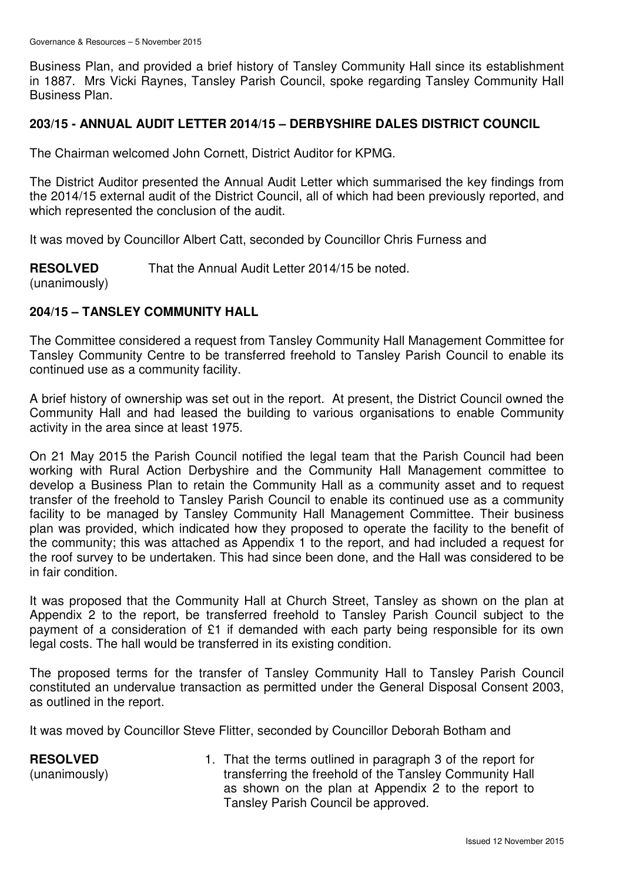Business Plan, and provided a brief history of Tansley Community Hall since its establishment in 1887. Mrs Vicki Raynes, Tansley Parish Council, spoke regarding Tansley Community Hall Business Plan.

## 203/15 - ANNUAL AUDIT LETTER 2014/15 – DERBYSHIRE DALES DISTRICT COUNCIL

The Chairman welcomed John Cornett, District Auditor for KPMG.

The District Auditor presented the Annual Audit Letter which summarised the key findings from the 2014/15 external audit of the District Council, all of which had been previously reported, and which represented the conclusion of the audit.

It was moved by Councillor Albert Catt, seconded by Councillor Chris Furness and

**RESOLVED** (unanimously) That the Annual Audit Letter 2014/15 be noted.

## 204/15 – TANSLEY COMMUNITY HALL

The Committee considered a request from Tansley Community Hall Management Committee for Tansley Community Centre to be transferred freehold to Tansley Parish Council to enable its continued use as a community facility.

A brief history of ownership was set out in the report. At present, the District Council owned the Community Hall and had leased the building to various organisations to enable Community activity in the area since at least 1975.

On 21 May 2015 the Parish Council notified the legal team that the Parish Council had been working with Rural Action Derbyshire and the Community Hall Management committee to develop a Business Plan to retain the Community Hall as a community asset and to request transfer of the freehold to Tansley Parish Council to enable its continued use as a community facility to be managed by Tansley Community Hall Management Committee. Their business plan was provided, which indicated how they proposed to operate the facility to the benefit of the community; this was attached as Appendix 1 to the report, and had included a request for the roof survey to be undertaken. This had since been done, and the Hall was considered to be in fair condition.

It was proposed that the Community Hall at Church Street, Tansley as shown on the plan at Appendix 2 to the report, be transferred freehold to Tansley Parish Council subject to the payment of a consideration of £1 if demanded with each party being responsible for its own legal costs. The hall would be transferred in its existing condition.

The proposed terms for the transfer of Tansley Community Hall to Tansley Parish Council constituted an undervalue transaction as permitted under the General Disposal Consent 2003, as outlined in the report.

It was moved by Councillor Steve Flitter, seconded by Councillor Deborah Botham and

**RESOLVED** (unanimously)

1. That the terms outlined in paragraph 3 of the report for transferring the freehold of the Tansley Community Hall as shown on the plan at Appendix 2 to the report to Tansley Parish Council be approved.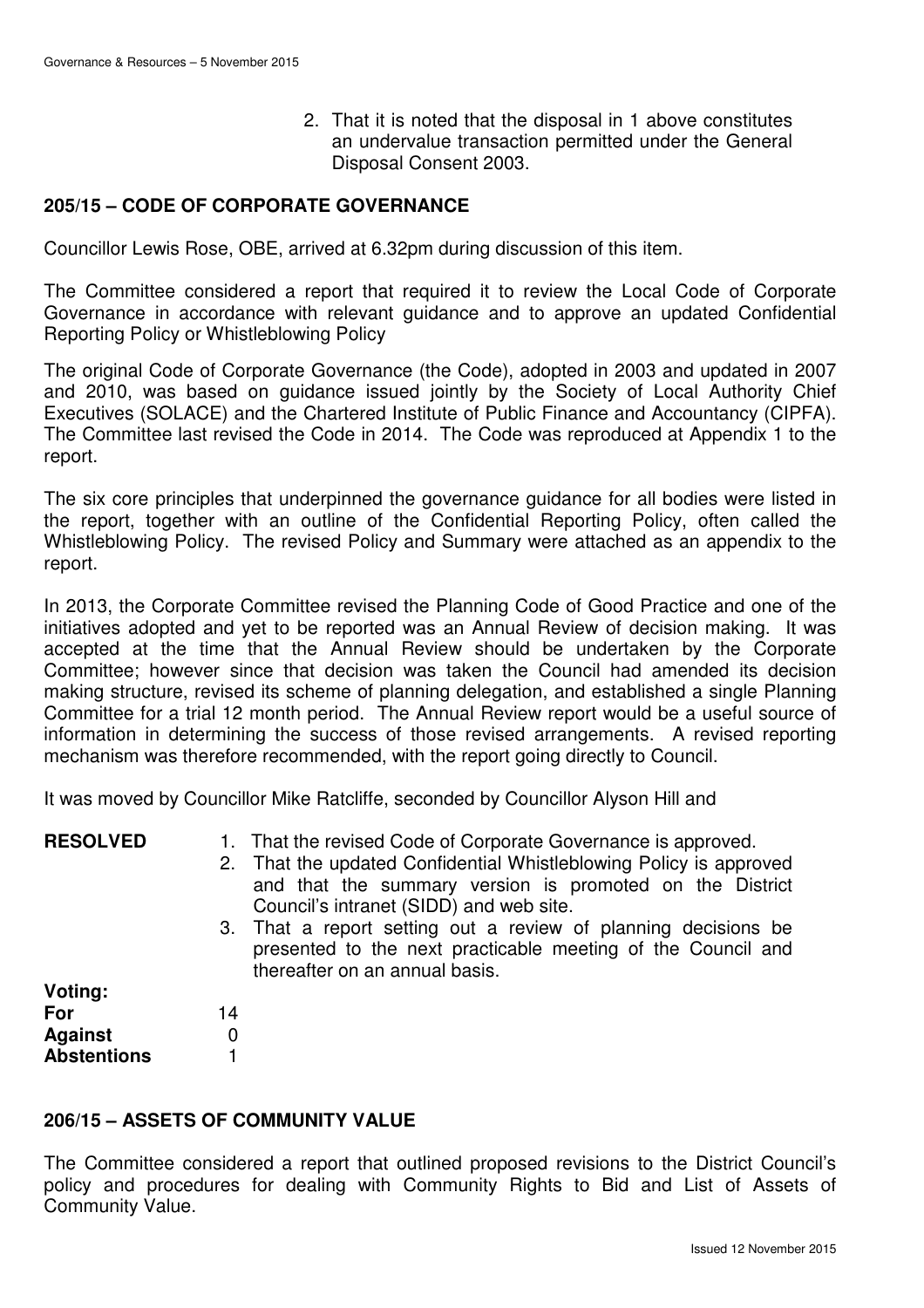2. That it is noted that the disposal in 1 above constitutes an undervalue transaction permitted under the General Disposal Consent 2003.

## 205/15 – CODE OF CORPORATE GOVERNANCE

Councillor Lewis Rose, OBE, arrived at 6.32pm during discussion of this item.

The Committee considered a report that required it to review the Local Code of Corporate Governance in accordance with relevant guidance and to approve an updated Confidential Reporting Policy or Whistleblowing Policy

The original Code of Corporate Governance (the Code), adopted in 2003 and updated in 2007 and 2010, was based on guidance issued jointly by the Society of Local Authority Chief Executives (SOLACE) and the Chartered Institute of Public Finance and Accountancy (CIPFA). The Committee last revised the Code in 2014. The Code was reproduced at Appendix 1 to the report.

The six core principles that underpinned the governance guidance for all bodies were listed in the report, together with an outline of the Confidential Reporting Policy, often called the Whistleblowing Policy. The revised Policy and Summary were attached as an appendix to the report.

In 2013, the Corporate Committee revised the Planning Code of Good Practice and one of the initiatives adopted and yet to be reported was an Annual Review of decision making. It was accepted at the time that the Annual Review should be undertaken by the Corporate Committee; however since that decision was taken the Council had amended its decision making structure, revised its scheme of planning delegation, and established a single Planning Committee for a trial 12 month period. The Annual Review report would be a useful source of information in determining the success of those revised arrangements. A revised reporting mechanism was therefore recommended, with the report going directly to Council.

It was moved by Councillor Mike Ratcliffe, seconded by Councillor Alyson Hill and

**RESOLVED**

1. That the revised Code of Corporate Governance is approved.
2. That the updated Confidential Whistleblowing Policy is approved and that the summary version is promoted on the District Council's intranet (SIDD) and web site.
3. That a report setting out a review of planning decisions be presented to the next practicable meeting of the Council and thereafter on an annual basis.

**Voting:**

| | |
|---|---|
| **For** | 14 |
| **Against** | 0 |
| **Abstentions** | 1 |

## 206/15 – ASSETS OF COMMUNITY VALUE

The Committee considered a report that outlined proposed revisions to the District Council's policy and procedures for dealing with Community Rights to Bid and List of Assets of Community Value.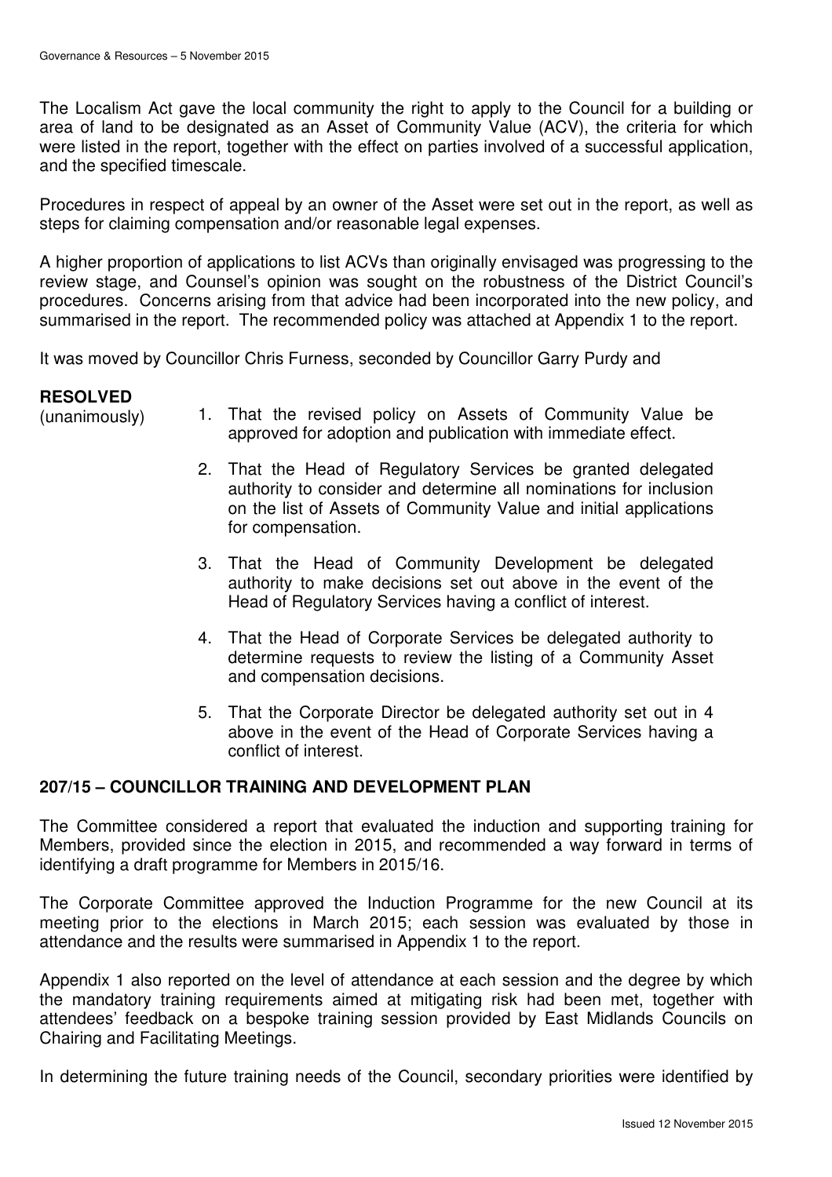The Localism Act gave the local community the right to apply to the Council for a building or area of land to be designated as an Asset of Community Value (ACV), the criteria for which were listed in the report, together with the effect on parties involved of a successful application, and the specified timescale.

Procedures in respect of appeal by an owner of the Asset were set out in the report, as well as steps for claiming compensation and/or reasonable legal expenses.

A higher proportion of applications to list ACVs than originally envisaged was progressing to the review stage, and Counsel's opinion was sought on the robustness of the District Council's procedures. Concerns arising from that advice had been incorporated into the new policy, and summarised in the report. The recommended policy was attached at Appendix 1 to the report.

It was moved by Councillor Chris Furness, seconded by Councillor Garry Purdy and

**RESOLVED**
(unanimously)

1. That the revised policy on Assets of Community Value be approved for adoption and publication with immediate effect.

2. That the Head of Regulatory Services be granted delegated authority to consider and determine all nominations for inclusion on the list of Assets of Community Value and initial applications for compensation.

3. That the Head of Community Development be delegated authority to make decisions set out above in the event of the Head of Regulatory Services having a conflict of interest.

4. That the Head of Corporate Services be delegated authority to determine requests to review the listing of a Community Asset and compensation decisions.

5. That the Corporate Director be delegated authority set out in 4 above in the event of the Head of Corporate Services having a conflict of interest.

## 207/15 – COUNCILLOR TRAINING AND DEVELOPMENT PLAN

The Committee considered a report that evaluated the induction and supporting training for Members, provided since the election in 2015, and recommended a way forward in terms of identifying a draft programme for Members in 2015/16.

The Corporate Committee approved the Induction Programme for the new Council at its meeting prior to the elections in March 2015; each session was evaluated by those in attendance and the results were summarised in Appendix 1 to the report.

Appendix 1 also reported on the level of attendance at each session and the degree by which the mandatory training requirements aimed at mitigating risk had been met, together with attendees' feedback on a bespoke training session provided by East Midlands Councils on Chairing and Facilitating Meetings.

In determining the future training needs of the Council, secondary priorities were identified by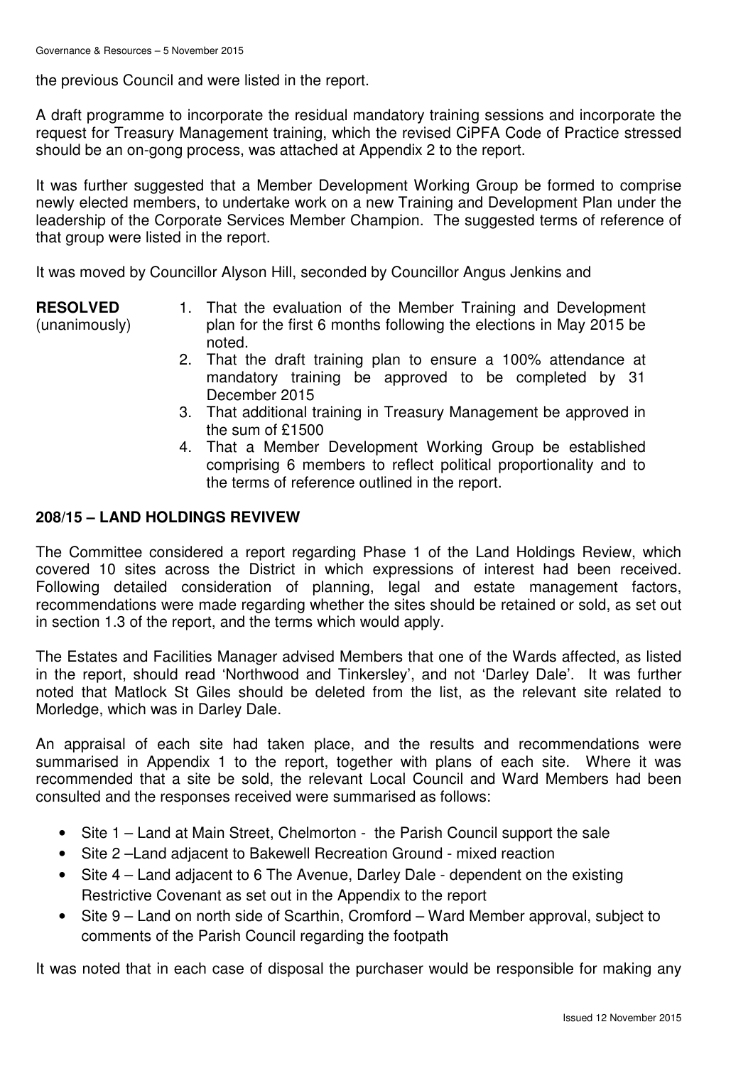the previous Council and were listed in the report.

A draft programme to incorporate the residual mandatory training sessions and incorporate the request for Treasury Management training, which the revised CiPFA Code of Practice stressed should be an on-gong process, was attached at Appendix 2 to the report.

It was further suggested that a Member Development Working Group be formed to comprise newly elected members, to undertake work on a new Training and Development Plan under the leadership of the Corporate Services Member Champion. The suggested terms of reference of that group were listed in the report.

It was moved by Councillor Alyson Hill, seconded by Councillor Angus Jenkins and

**RESOLVED** (unanimously)

1. That the evaluation of the Member Training and Development plan for the first 6 months following the elections in May 2015 be noted.
2. That the draft training plan to ensure a 100% attendance at mandatory training be approved to be completed by 31 December 2015
3. That additional training in Treasury Management be approved in the sum of £1500
4. That a Member Development Working Group be established comprising 6 members to reflect political proportionality and to the terms of reference outlined in the report.

## 208/15 – LAND HOLDINGS REVIVEW

The Committee considered a report regarding Phase 1 of the Land Holdings Review, which covered 10 sites across the District in which expressions of interest had been received. Following detailed consideration of planning, legal and estate management factors, recommendations were made regarding whether the sites should be retained or sold, as set out in section 1.3 of the report, and the terms which would apply.

The Estates and Facilities Manager advised Members that one of the Wards affected, as listed in the report, should read 'Northwood and Tinkersley', and not 'Darley Dale'. It was further noted that Matlock St Giles should be deleted from the list, as the relevant site related to Morledge, which was in Darley Dale.

An appraisal of each site had taken place, and the results and recommendations were summarised in Appendix 1 to the report, together with plans of each site. Where it was recommended that a site be sold, the relevant Local Council and Ward Members had been consulted and the responses received were summarised as follows:

- Site 1 – Land at Main Street, Chelmorton - the Parish Council support the sale
- Site 2 –Land adjacent to Bakewell Recreation Ground - mixed reaction
- Site 4 – Land adjacent to 6 The Avenue, Darley Dale - dependent on the existing Restrictive Covenant as set out in the Appendix to the report
- Site 9 – Land on north side of Scarthin, Cromford – Ward Member approval, subject to comments of the Parish Council regarding the footpath

It was noted that in each case of disposal the purchaser would be responsible for making any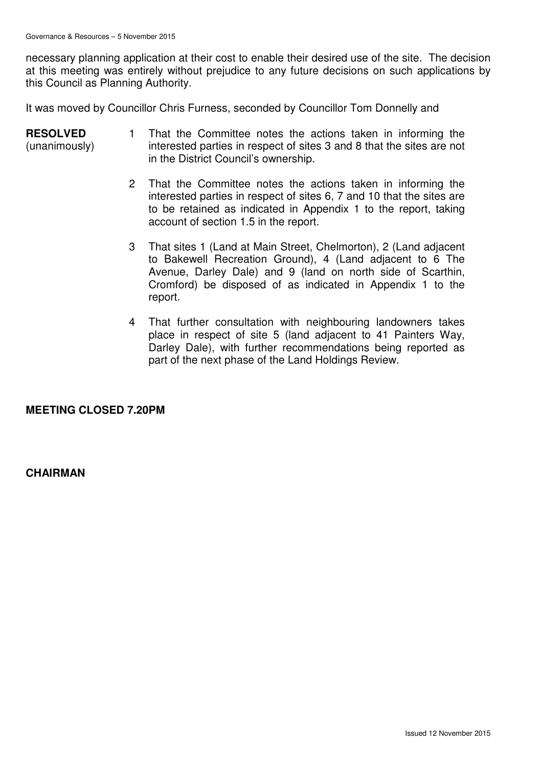necessary planning application at their cost to enable their desired use of the site. The decision at this meeting was entirely without prejudice to any future decisions on such applications by this Council as Planning Authority.

It was moved by Councillor Chris Furness, seconded by Councillor Tom Donnelly and

**RESOLVED** (unanimously)

1. That the Committee notes the actions taken in informing the interested parties in respect of sites 3 and 8 that the sites are not in the District Council's ownership.

2. That the Committee notes the actions taken in informing the interested parties in respect of sites 6, 7 and 10 that the sites are to be retained as indicated in Appendix 1 to the report, taking account of section 1.5 in the report.

3. That sites 1 (Land at Main Street, Chelmorton), 2 (Land adjacent to Bakewell Recreation Ground), 4 (Land adjacent to 6 The Avenue, Darley Dale) and 9 (land on north side of Scarthin, Cromford) be disposed of as indicated in Appendix 1 to the report.

4. That further consultation with neighbouring landowners takes place in respect of site 5 (land adjacent to 41 Painters Way, Darley Dale), with further recommendations being reported as part of the next phase of the Land Holdings Review.

**MEETING CLOSED 7.20PM**

**CHAIRMAN**